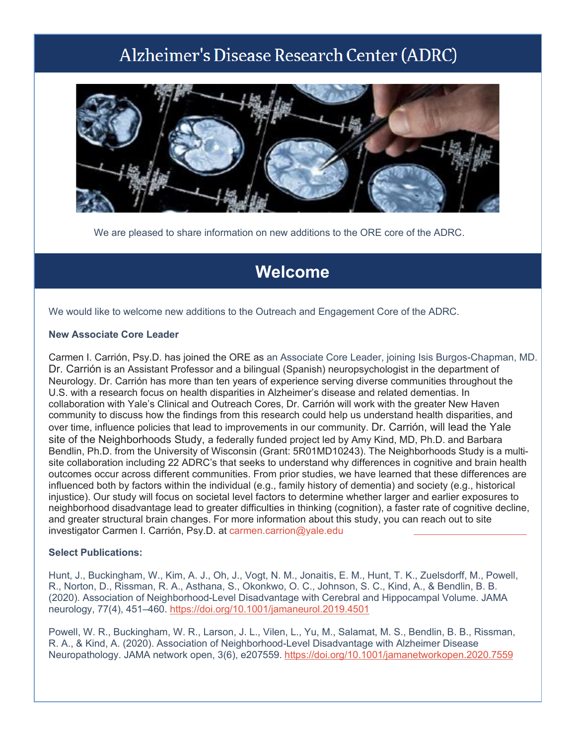# Alzheimer's Disease Research Center (ADRC)

We are pleased to share information on new additions to the ORE core of the ADRC.

## Welcome

We would like to welcome new additions to the Outreach and Engagement Core of the ADRC.

**New Associate Core Leader**

Carmen I. Carrión, Psy.D. has joined the ORE as an Associate Core Leader, joining Isis Burgos-Chapman, MD. Dr. Carrión is an Assistant Professor and a bilingual (Spanish) neuropsychologist in the department of Neurology. Dr. Carrión has more than ten years of experience serving diverse communities throughout the U.S. with a research focus on health disparities in Alzheimer's disease and related dementias. In collaboration with Yale's Clinical and Outreach Cores, Dr. Carrión will work with the greater New Haven community to discuss how the findings from this research could help us understand health disparities, and over time, influence policies that lead to improvements in our community. Dr. Carrión, will lead the Yale site of the Neighborhoods Study, a federally funded project led by Amy Kind, MD, Ph.D. and Barbara Bendlin, Ph.D. from the University of Wisconsin (Grant: 5R01MD10243). The Neighborhoods Study is a multi-site collaboration including 22 ADRC's that seeks to understand why differences in cognitive and brain health outcomes occur across different communities. From prior studies, we have learned that these differences are influenced both by factors within the individual (e.g., family history of dementia) and society (e.g., historical injustice). Our study will focus on societal level factors to determine whether larger and earlier exposures to neighborhood disadvantage lead to greater difficulties in thinking (cognition), a faster rate of cognitive decline, and greater structural brain changes. For more information about this study, you can reach out to site investigator Carmen I. Carrión, Psy.D. at carmen.carrion@yale.edu

**Select Publications:**

Hunt, J., Buckingham, W., Kim, A. J., Oh, J., Vogt, N. M., Jonaitis, E. M., Hunt, T. K., Zuelsdorff, M., Powell, R., Norton, D., Rissman, R. A., Asthana, S., Okonkwo, O. C., Johnson, S. C., Kind, A., & Bendlin, B. B. (2020). Association of Neighborhood-Level Disadvantage with Cerebral and Hippocampal Volume. JAMA neurology, 77(4), 451–460. https://doi.org/10.1001/jamaneurol.2019.4501

Powell, W. R., Buckingham, W. R., Larson, J. L., Vilen, L., Yu, M., Salamat, M. S., Bendlin, B. B., Rissman, R. A., & Kind, A. (2020). Association of Neighborhood-Level Disadvantage with Alzheimer Disease Neuropathology. JAMA network open, 3(6), e207559. https://doi.org/10.1001/jamanetworkopen.2020.7559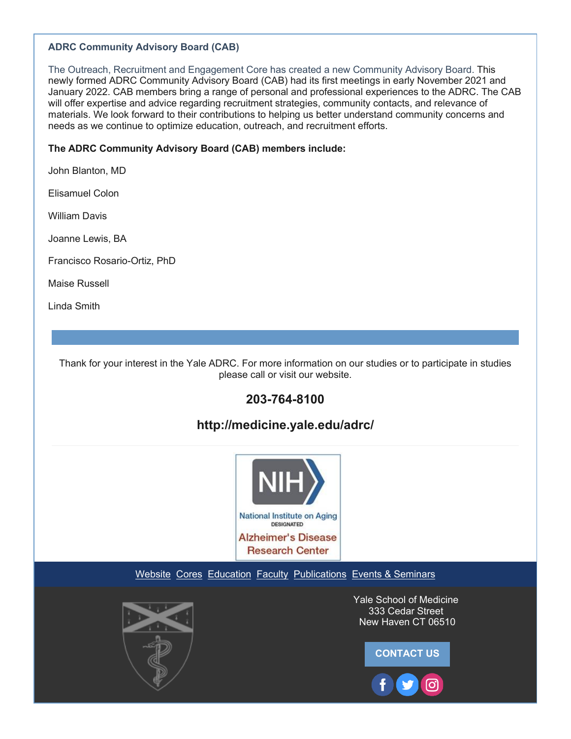**ADRC Community Advisory Board (CAB)**

The Outreach, Recruitment and Engagement Core has created a new Community Advisory Board. This newly formed ADRC Community Advisory Board (CAB) had its first meetings in early November 2021 and January 2022. CAB members bring a range of personal and professional experiences to the ADRC. The CAB will offer expertise and advice regarding recruitment strategies, community contacts, and relevance of materials. We look forward to their contributions to helping us better understand community concerns and needs as we continue to optimize education, outreach, and recruitment efforts.

**The ADRC Community Advisory Board (CAB) members include:**

John Blanton, MD

Elisamuel Colon

William Davis

Joanne Lewis, BA

Francisco Rosario-Ortiz, PhD

Maise Russell

Linda Smith

Thank for your interest in the Yale ADRC. For more information on our studies or to participate in studies please call or visit our website.

**203-764-8100**

**http://medicine.yale.edu/adrc/**

NIH National Institute on Aging DESIGNATED Alzheimer's Disease Research Center

Website Cores Education Faculty Publications Events & Seminars

Yale School of Medicine
333 Cedar Street
New Haven CT 06510

CONTACT US